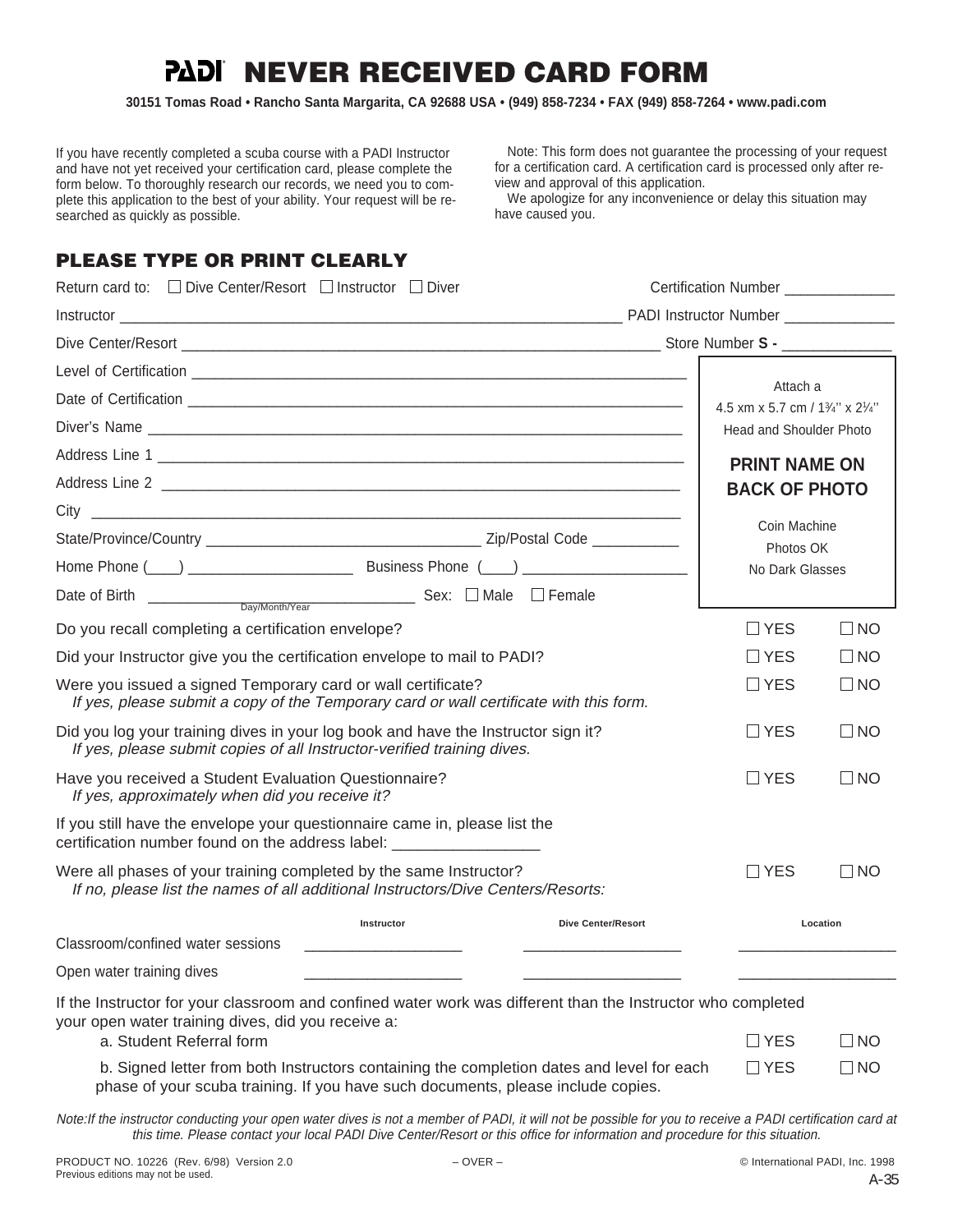# PADI® NEVER RECEIVED CARD FORM

**30151 Tomas Road • Rancho Santa Margarita, CA 92688 USA • (949) 858-7234 • FAX (949) 858-7264 • www.padi.com**

If you have recently completed a scuba course with a PADI Instructor and have not yet received your certification card, please complete the form below. To thoroughly research our records, we need you to complete this application to the best of your ability. Your request will be researched as quickly as possible.

Note: This form does not guarantee the processing of your request for a certification card. A certification card is processed only after review and approval of this application.

We apologize for any inconvenience or delay this situation may have caused you.

## PLEASE TYPE OR PRINT CLEARLY

Return card to: ☐ Dive Center/Resort ☐ Instructor ☐ Diver — Certification Number ______________

Instructor ______________________________ PADI Instructor Number ______________

Dive Center/Resort ______________________________ Store Number **S -** ______________

Level of Certification ______________________________

Date of Certification ______________________________

Diver's Name ______________________________

Address Line 1 ______________________________

Address Line 2 ______________________________

City ______________________________

State/Province/Country ______________________ Zip/Postal Code ___________

Home Phone (____) ____________________ Business Phone (____) ____________________

Date of Birth ______________________ (Day/Month/Year) Sex: ☐ Male ☐ Female

> Attach a 4.5 xm x 5.7 cm / 1¾'' x 2¼'' Head and Shoulder Photo
>
> **PRINT NAME ON BACK OF PHOTO**
>
> Coin Machine Photos OK
> No Dark Glasses

| Question | | |
|---|---|---|
| Do you recall completing a certification envelope? | ☐ YES | ☐ NO |
| Did your Instructor give you the certification envelope to mail to PADI? | ☐ YES | ☐ NO |
| Were you issued a signed Temporary card or wall certificate? *If yes, please submit a copy of the Temporary card or wall certificate with this form.* | ☐ YES | ☐ NO |
| Did you log your training dives in your log book and have the Instructor sign it? *If yes, please submit copies of all Instructor-verified training dives.* | ☐ YES | ☐ NO |
| Have you received a Student Evaluation Questionnaire? *If yes, approximately when did you receive it?* | ☐ YES | ☐ NO |

If you still have the envelope your questionnaire came in, please list the certification number found on the address label: ________________

Were all phases of your training completed by the same Instructor? ☐ YES ☐ NO
*If no, please list the names of all additional Instructors/Dive Centers/Resorts:*

| | Instructor | Dive Center/Resort | Location |
|---|---|---|---|
| Classroom/confined water sessions | __________ | __________ | __________ |
| Open water training dives | __________ | __________ | __________ |

If the Instructor for your classroom and confined water work was different than the Instructor who completed your open water training dives, did you receive a:

a. Student Referral form ☐ YES ☐ NO

b. Signed letter from both Instructors containing the completion dates and level for each phase of your scuba training. If you have such documents, please include copies. ☐ YES ☐ NO

*Note: If the instructor conducting your open water dives is not a member of PADI, it will not be possible for you to receive a PADI certification card at this time. Please contact your local PADI Dive Center/Resort or this office for information and procedure for this situation.*

PRODUCT NO. 10226 (Rev. 6/98) Version 2.0 — OVER — © International PADI, Inc. 1998
Previous editions may not be used.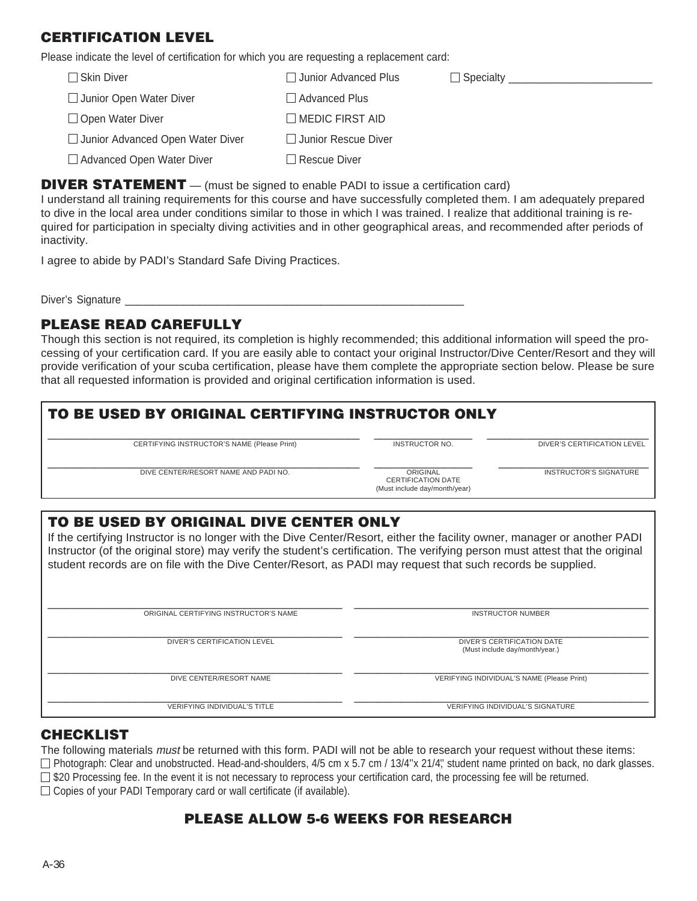## CERTIFICATION LEVEL

Please indicate the level of certification for which you are requesting a replacement card:

- ☐ Skin Diver
- ☐ Junior Open Water Diver
- ☐ Open Water Diver
- ☐ Junior Advanced Open Water Diver
- ☐ Advanced Open Water Diver
- ☐ Junior Advanced Plus
- ☐ Advanced Plus
- ☐ MEDIC FIRST AID
- ☐ Junior Rescue Diver
- ☐ Rescue Diver
- ☐ Specialty ________________________

## DIVER STATEMENT — (must be signed to enable PADI to issue a certification card)

I understand all training requirements for this course and have successfully completed them. I am adequately prepared to dive in the local area under conditions similar to those in which I was trained. I realize that additional training is required for participation in specialty diving activities and in other geographical areas, and recommended after periods of inactivity.

I agree to abide by PADI's Standard Safe Diving Practices.

Diver's Signature ________________________________________________________

## PLEASE READ CAREFULLY

Though this section is not required, its completion is highly recommended; this additional information will speed the processing of your certification card. If you are easily able to contact your original Instructor/Dive Center/Resort and they will provide verification of your scuba certification, please have them complete the appropriate section below. Please be sure that all requested information is provided and original certification information is used.

### TO BE USED BY ORIGINAL CERTIFYING INSTRUCTOR ONLY

| | | |
|---|---|---|
| CERTIFYING INSTRUCTOR'S NAME (Please Print) | INSTRUCTOR NO. | DIVER'S CERTIFICATION LEVEL |
| DIVE CENTER/RESORT NAME AND PADI NO. | ORIGINAL CERTIFICATION DATE (Must include day/month/year) | INSTRUCTOR'S SIGNATURE |

### TO BE USED BY ORIGINAL DIVE CENTER ONLY

If the certifying Instructor is no longer with the Dive Center/Resort, either the facility owner, manager or another PADI Instructor (of the original store) may verify the student's certification. The verifying person must attest that the original student records are on file with the Dive Center/Resort, as PADI may request that such records be supplied.

| | |
|---|---|
| ORIGINAL CERTIFYING INSTRUCTOR'S NAME | INSTRUCTOR NUMBER |
| DIVER'S CERTIFICATION LEVEL | DIVER'S CERTIFICATION DATE (Must include day/month/year.) |
| DIVE CENTER/RESORT NAME | VERIFYING INDIVIDUAL'S NAME (Please Print) |
| VERIFYING INDIVIDUAL'S TITLE | VERIFYING INDIVIDUAL'S SIGNATURE |

## CHECKLIST

The following materials *must* be returned with this form. PADI will not be able to research your request without these items:

- ☐ Photograph: Clear and unobstructed. Head-and-shoulders, 4/5 cm x 5.7 cm / 13/4"x 21/4", student name printed on back, no dark glasses.
- ☐ $20 Processing fee. In the event it is not necessary to reprocess your certification card, the processing fee will be returned.
- ☐ Copies of your PADI Temporary card or wall certificate (if available).

### PLEASE ALLOW 5-6 WEEKS FOR RESEARCH

A-36